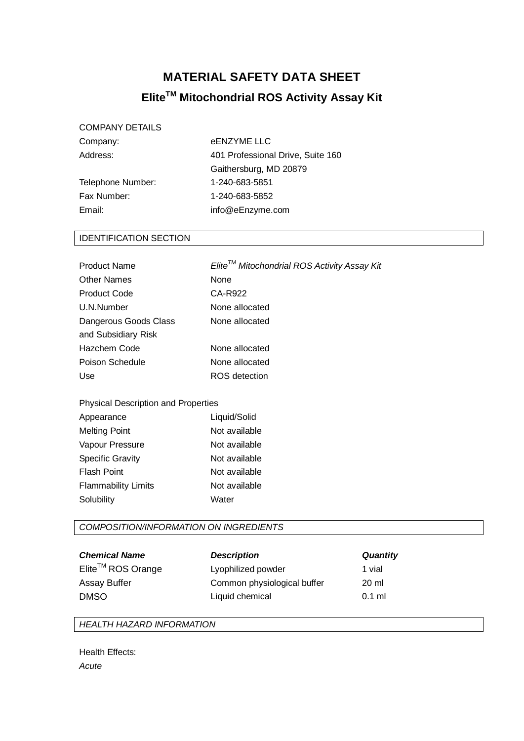# MATERIAL SAFETY DATA SHEET

## Elite$^{TM}$ Mitochondrial ROS Activity Assay Kit

COMPANY DETAILS

| | |
|---|---|
| Company: | eENZYME LLC |
| Address: | 401 Professional Drive, Suite 160<br>Gaithersburg, MD 20879 |
| Telephone Number: | 1-240-683-5851 |
| Fax Number: | 1-240-683-5852 |
| Email: | info@eEnzyme.com |

## IDENTIFICATION SECTION

| | |
|---|---|
| Product Name | *Elite$^{TM}$ Mitochondrial ROS Activity Assay Kit* |
| Other Names | None |
| Product Code | CA-R922 |
| U.N.Number | None allocated |
| Dangerous Goods Class and Subsidiary Risk | None allocated |
| Hazchem Code | None allocated |
| Poison Schedule | None allocated |
| Use | ROS detection |

Physical Description and Properties

| | |
|---|---|
| Appearance | Liquid/Solid |
| Melting Point | Not available |
| Vapour Pressure | Not available |
| Specific Gravity | Not available |
| Flash Point | Not available |
| Flammability Limits | Not available |
| Solubility | Water |

## *COMPOSITION/INFORMATION ON INGREDIENTS*

| ***Chemical Name*** | ***Description*** | ***Quantity*** |
|---|---|---|
| Elite$^{TM}$ ROS Orange | Lyophilized powder | 1 vial |
| Assay Buffer | Common physiological buffer | 20 ml |
| DMSO | Liquid chemical | 0.1 ml |

## *HEALTH HAZARD INFORMATION*

Health Effects:

*Acute*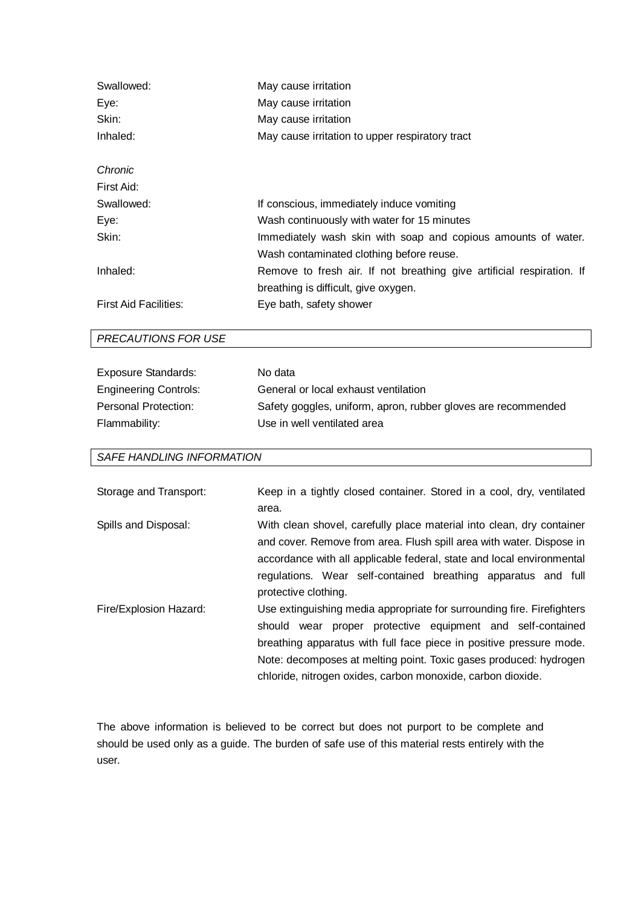| | |
|---|---|
| Swallowed: | May cause irritation |
| Eye: | May cause irritation |
| Skin: | May cause irritation |
| Inhaled: | May cause irritation to upper respiratory tract |

*Chronic*

| | |
|---|---|
| First Aid: | |
| Swallowed: | If conscious, immediately induce vomiting |
| Eye: | Wash continuously with water for 15 minutes |
| Skin: | Immediately wash skin with soap and copious amounts of water. Wash contaminated clothing before reuse. |
| Inhaled: | Remove to fresh air. If not breathing give artificial respiration. If breathing is difficult, give oxygen. |
| First Aid Facilities: | Eye bath, safety shower |

## *PRECAUTIONS FOR USE*

| | |
|---|---|
| Exposure Standards: | No data |
| Engineering Controls: | General or local exhaust ventilation |
| Personal Protection: | Safety goggles, uniform, apron, rubber gloves are recommended |
| Flammability: | Use in well ventilated area |

## *SAFE HANDLING INFORMATION*

| | |
|---|---|
| Storage and Transport: | Keep in a tightly closed container. Stored in a cool, dry, ventilated area. |
| Spills and Disposal: | With clean shovel, carefully place material into clean, dry container and cover. Remove from area. Flush spill area with water. Dispose in accordance with all applicable federal, state and local environmental regulations. Wear self-contained breathing apparatus and full protective clothing. |
| Fire/Explosion Hazard: | Use extinguishing media appropriate for surrounding fire. Firefighters should wear proper protective equipment and self-contained breathing apparatus with full face piece in positive pressure mode. Note: decomposes at melting point. Toxic gases produced: hydrogen chloride, nitrogen oxides, carbon monoxide, carbon dioxide. |

The above information is believed to be correct but does not purport to be complete and should be used only as a guide. The burden of safe use of this material rests entirely with the user.